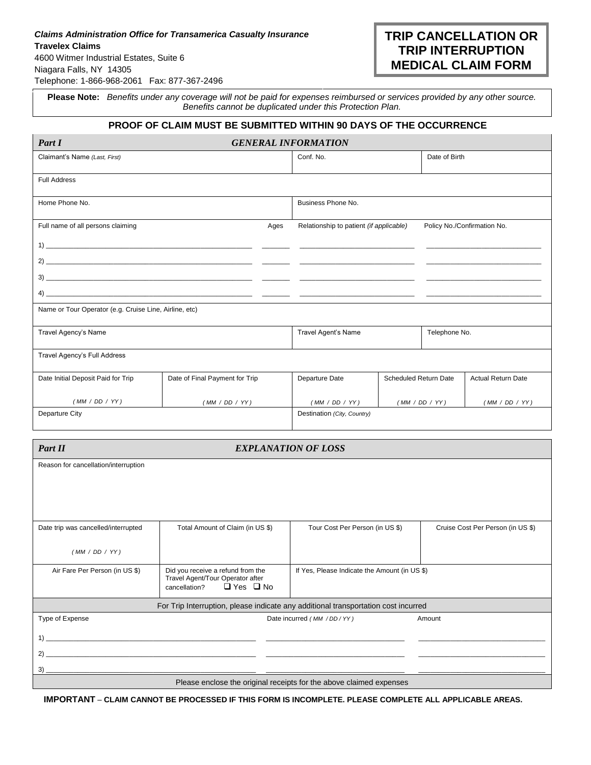***Claims Administration Office for Transamerica Casualty Insurance***
**Travelex Claims**
4600 Witmer Industrial Estates, Suite 6
Niagara Falls, NY 14305
Telephone: 1-866-968-2061 Fax: 877-367-2496

# TRIP CANCELLATION OR TRIP INTERRUPTION MEDICAL CLAIM FORM

**Please Note:** *Benefits under any coverage will not be paid for expenses reimbursed or services provided by any other source. Benefits cannot be duplicated under this Protection Plan.*

**PROOF OF CLAIM MUST BE SUBMITTED WITHIN 90 DAYS OF THE OCCURRENCE**

## Part I — GENERAL INFORMATION

| Claimant's Name *(Last, First)* | Conf. No. | Date of Birth |
|---|---|---|
| | | |

| Full Address |
|---|
| |

| Home Phone No. | Business Phone No. |
|---|---|
| | |

| Full name of all persons claiming | Ages | Relationship to patient *(if applicable)* | Policy No./Confirmation No. |
|---|---|---|---|
| 1) ______ | ______ | ______ | ______ |
| 2) ______ | ______ | ______ | ______ |
| 3) ______ | ______ | ______ | ______ |
| 4) ______ | ______ | ______ | ______ |

| Name or Tour Operator (e.g. Cruise Line, Airline, etc) |
|---|
| |

| Travel Agency's Name | Travel Agent's Name | Telephone No. |
|---|---|---|
| | | |

| Travel Agency's Full Address |
|---|
| |

| Date Initial Deposit Paid for Trip | Date of Final Payment for Trip | Departure Date | Scheduled Return Date | Actual Return Date |
|---|---|---|---|---|
| *( MM / DD / YY )* | *( MM / DD / YY )* | *( MM / DD / YY )* | *( MM / DD / YY )* | *( MM / DD / YY )* |

| Departure City | Destination *(City, Country)* |
|---|---|
| | |

## Part II — EXPLANATION OF LOSS

| Reason for cancellation/interruption |
|---|
| |

| Date trip was cancelled/interrupted | Total Amount of Claim (in US $) | Tour Cost Per Person (in US $) | Cruise Cost Per Person (in US $) |
|---|---|---|---|
| *( MM / DD / YY )* | | | |

| Air Fare Per Person (in US $) | Did you receive a refund from the Travel Agent/Tour Operator after cancellation? ❑ Yes ❑ No | If Yes, Please Indicate the Amount (in US $) |
|---|---|---|
| | | |

**For Trip Interruption, please indicate any additional transportation cost incurred**

| Type of Expense | Date incurred *( MM / DD / YY )* | Amount |
|---|---|---|
| 1) ______ | ______ | ______ |
| 2) ______ | ______ | ______ |
| 3) ______ | ______ | ______ |

Please enclose the original receipts for the above claimed expenses

**IMPORTANT – CLAIM CANNOT BE PROCESSED IF THIS FORM IS INCOMPLETE. PLEASE COMPLETE ALL APPLICABLE AREAS.**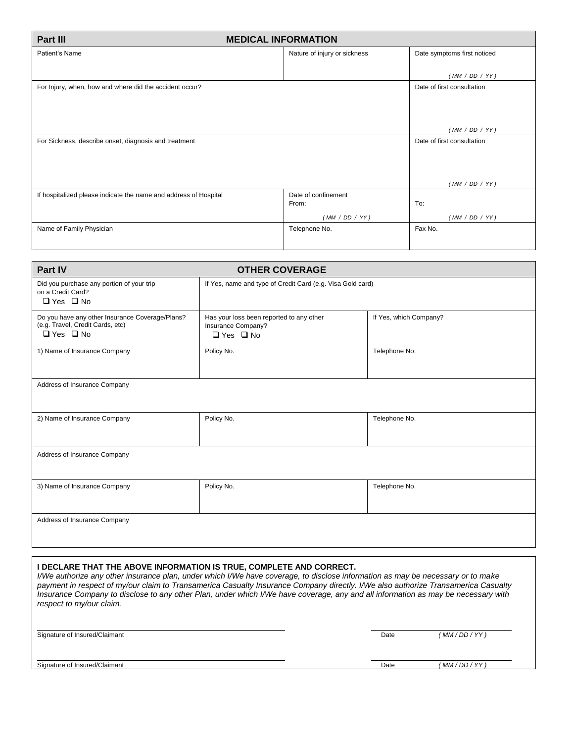## Part III — MEDICAL INFORMATION

| Patient's Name | Nature of injury or sickness | Date symptoms first noticed |
|---|---|---|
| | | ( MM / DD / YY ) |

| For Injury, when, how and where did the accident occur? | Date of first consultation |
|---|---|
| | ( MM / DD / YY ) |

| For Sickness, describe onset, diagnosis and treatment | Date of first consultation |
|---|---|
| | ( MM / DD / YY ) |

| If hospitalized please indicate the name and address of Hospital | Date of confinement From: | To: |
|---|---|---|
| | ( MM / DD / YY ) | ( MM / DD / YY ) |

| Name of Family Physician | Telephone No. | Fax No. |
|---|---|---|
| | | |

## Part IV — OTHER COVERAGE

| Did you purchase any portion of your trip on a Credit Card? ❑ Yes ❑ No | If Yes, name and type of Credit Card (e.g. Visa Gold card) | |
|---|---|---|
| Do you have any other Insurance Coverage/Plans? (e.g. Travel, Credit Cards, etc) ❑ Yes ❑ No | Has your loss been reported to any other Insurance Company? ❑ Yes ❑ No | If Yes, which Company? |
| 1) Name of Insurance Company | Policy No. | Telephone No. |
| Address of Insurance Company | | |
| 2) Name of Insurance Company | Policy No. | Telephone No. |
| Address of Insurance Company | | |
| 3) Name of Insurance Company | Policy No. | Telephone No. |
| Address of Insurance Company | | |

**I DECLARE THAT THE ABOVE INFORMATION IS TRUE, COMPLETE AND CORRECT.**

*I/We authorize any other insurance plan, under which I/We have coverage, to disclose information as may be necessary or to make payment in respect of my/our claim to Transamerica Casualty Insurance Company directly. I/We also authorize Transamerica Casualty Insurance Company to disclose to any other Plan, under which I/We have coverage, any and all information as may be necessary with respect to my/our claim.*

Signature of Insured/Claimant ______________________ Date ( MM / DD / YY )

Signature of Insured/Claimant ______________________ Date ( MM / DD / YY )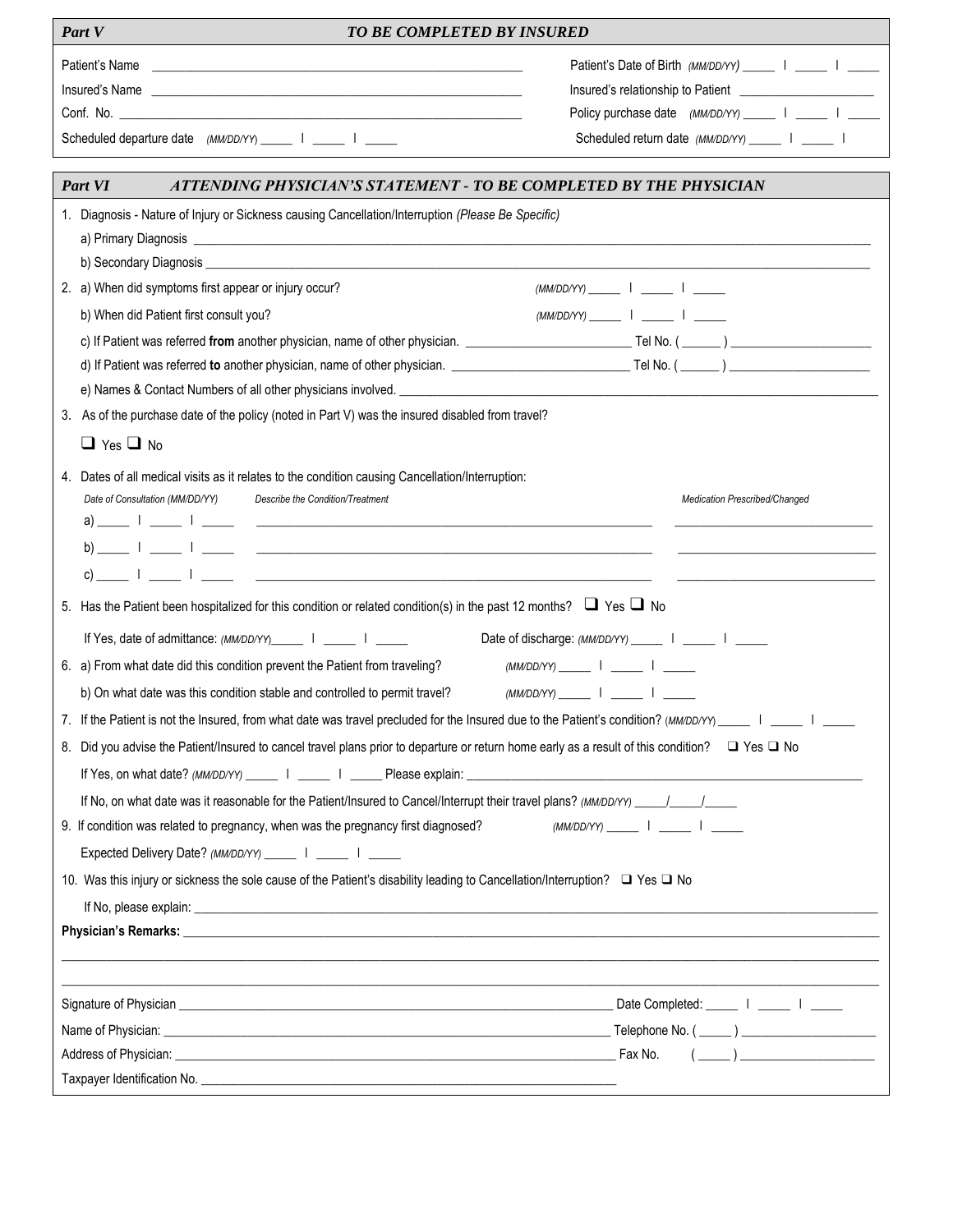## Part V — *TO BE COMPLETED BY INSURED*

Patient's Name ______________________________ Patient's Date of Birth *(MM/DD/YY)* _____ | _____ | _____

Insured's Name ______________________________ Insured's relationship to Patient ____________________

Conf. No. ______________________________ Policy purchase date *(MM/DD/YY)* _____ | _____ | _____

Scheduled departure date *(MM/DD/YY)* _____ | _____ | _____ Scheduled return date *(MM/DD/YY)* _____ | _____ |

## Part VI — *ATTENDING PHYSICIAN'S STATEMENT - TO BE COMPLETED BY THE PHYSICIAN*

1. Diagnosis - Nature of Injury or Sickness causing Cancellation/Interruption *(Please Be Specific)*
   a) Primary Diagnosis ______________________________
   b) Secondary Diagnosis ______________________________
2. a) When did symptoms first appear or injury occur? *(MM/DD/YY)* _____ | _____ | _____
   b) When did Patient first consult you? *(MM/DD/YY)* _____ | _____ | _____
   c) If Patient was referred **from** another physician, name of other physician. ____________ Tel No. ( ______ ) ____________
   d) If Patient was referred **to** another physician, name of other physician. ____________ Tel No. ( ______ ) ____________
   e) Names & Contact Numbers of all other physicians involved. ______________________________
3. As of the purchase date of the policy (noted in Part V) was the insured disabled from travel?

   ❑ Yes ❑ No
4. Dates of all medical visits as it relates to the condition causing Cancellation/Interruption:

| | *Date of Consultation (MM/DD/YY)* | *Describe the Condition/Treatment* | *Medication Prescribed/Changed* |
|---|---|---|---|
| a) | _____ \| _____ \| _____ | ______________________________ | ____________________ |
| b) | _____ \| _____ \| _____ | ______________________________ | ____________________ |
| c) | _____ \| _____ \| _____ | ______________________________ | ____________________ |

5. Has the Patient been hospitalized for this condition or related condition(s) in the past 12 months? ❑ Yes ❑ No

   If Yes, date of admittance: *(MM/DD/YY)* _____ | _____ | _____ Date of discharge: *(MM/DD/YY)* _____ | _____ | _____
6. a) From what date did this condition prevent the Patient from traveling? *(MM/DD/YY)* _____ | _____ | _____
   b) On what date was this condition stable and controlled to permit travel? *(MM/DD/YY)* _____ | _____ | _____
7. If the Patient is not the Insured, from what date was travel precluded for the Insured due to the Patient's condition? *(MM/DD/YY)* _____ | _____ | _____
8. Did you advise the Patient/Insured to cancel travel plans prior to departure or return home early as a result of this condition? ❑ Yes ❑ No

   If Yes, on what date? *(MM/DD/YY)* _____ | _____ | _____ Please explain: ______________________________

   If No, on what date was it reasonable for the Patient/Insured to Cancel/Interrupt their travel plans? *(MM/DD/YY)* _____/_____/_____
9. If condition was related to pregnancy, when was the pregnancy first diagnosed? *(MM/DD/YY)* _____ | _____ | _____

   Expected Delivery Date? *(MM/DD/YY)* _____ | _____ | _____
10. Was this injury or sickness the sole cause of the Patient's disability leading to Cancellation/Interruption? ❑ Yes ❑ No

    If No, please explain: ______________________________

**Physician's Remarks:** ______________________________

______________________________

______________________________

Signature of Physician ______________________________ Date Completed: _____ | _____ | _____

Name of Physician: ______________________________ Telephone No. ( _____ ) ____________

Address of Physician: ______________________________ Fax No. ( _____ ) ____________

Taxpayer Identification No. ______________________________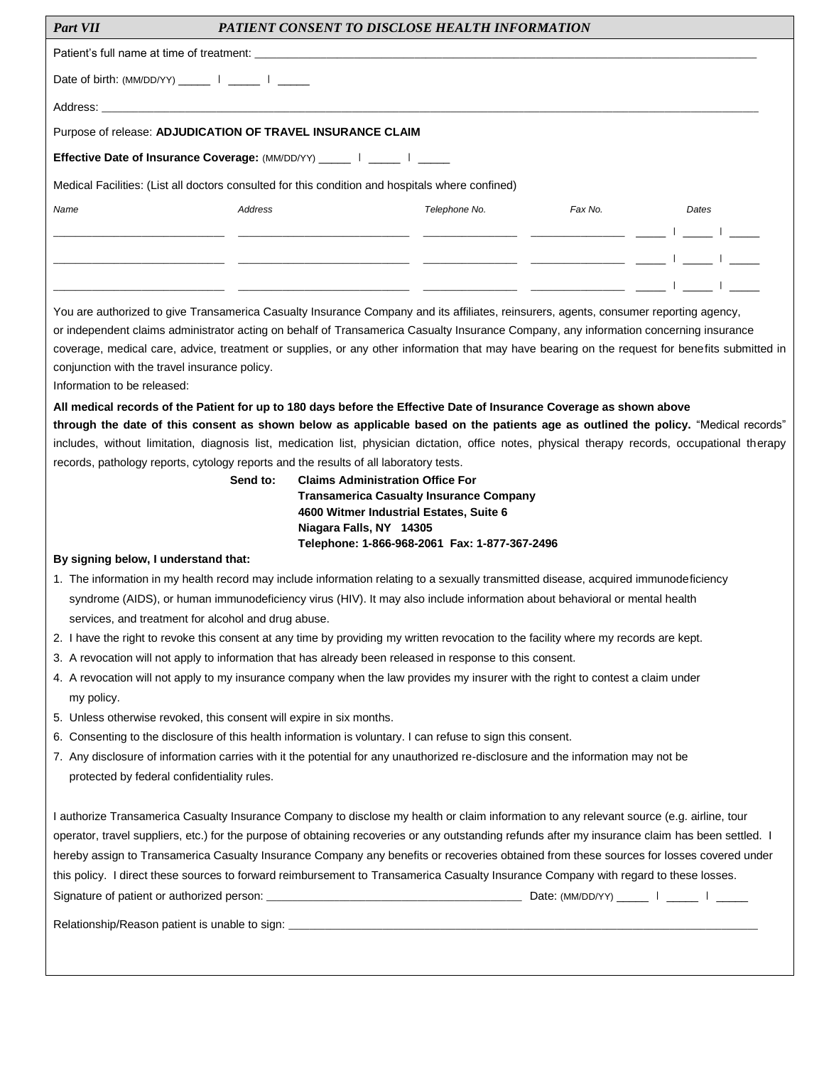## *Part VII* *PATIENT CONSENT TO DISCLOSE HEALTH INFORMATION*

Patient's full name at time of treatment: ______________________________

Date of birth: (MM/DD/YY) _____ | _____ | _____

Address: ______________________________

Purpose of release: **ADJUDICATION OF TRAVEL INSURANCE CLAIM**

**Effective Date of Insurance Coverage:** (MM/DD/YY) _____ | _____ | _____

Medical Facilities: (List all doctors consulted for this condition and hospitals where confined)

| *Name* | *Address* | *Telephone No.* | *Fax No.* | *Dates* |
|---|---|---|---|---|
| | | | | ___ \| ___ \| ___ |
| | | | | ___ \| ___ \| ___ |
| | | | | ___ \| ___ \| ___ |

You are authorized to give Transamerica Casualty Insurance Company and its affiliates, reinsurers, agents, consumer reporting agency, or independent claims administrator acting on behalf of Transamerica Casualty Insurance Company, any information concerning insurance coverage, medical care, advice, treatment or supplies, or any other information that may have bearing on the request for benefits submitted in conjunction with the travel insurance policy.

Information to be released:

**All medical records of the Patient for up to 180 days before the Effective Date of Insurance Coverage as shown above through the date of this consent as shown below as applicable based on the patients age as outlined the policy.** "Medical records" includes, without limitation, diagnosis list, medication list, physician dictation, office notes, physical therapy records, occupational therapy records, pathology reports, cytology reports and the results of all laboratory tests.

**Send to:** **Claims Administration Office For**
**Transamerica Casualty Insurance Company**
**4600 Witmer Industrial Estates, Suite 6**
**Niagara Falls, NY 14305**
**Telephone: 1-866-968-2061 Fax: 1-877-367-2496**

**By signing below, I understand that:**

1. The information in my health record may include information relating to a sexually transmitted disease, acquired immunodeficiency syndrome (AIDS), or human immunodeficiency virus (HIV). It may also include information about behavioral or mental health services, and treatment for alcohol and drug abuse.
2. I have the right to revoke this consent at any time by providing my written revocation to the facility where my records are kept.
3. A revocation will not apply to information that has already been released in response to this consent.
4. A revocation will not apply to my insurance company when the law provides my insurer with the right to contest a claim under my policy.
5. Unless otherwise revoked, this consent will expire in six months.
6. Consenting to the disclosure of this health information is voluntary. I can refuse to sign this consent.
7. Any disclosure of information carries with it the potential for any unauthorized re-disclosure and the information may not be protected by federal confidentiality rules.

I authorize Transamerica Casualty Insurance Company to disclose my health or claim information to any relevant source (e.g. airline, tour operator, travel suppliers, etc.) for the purpose of obtaining recoveries or any outstanding refunds after my insurance claim has been settled. I hereby assign to Transamerica Casualty Insurance Company any benefits or recoveries obtained from these sources for losses covered under this policy. I direct these sources to forward reimbursement to Transamerica Casualty Insurance Company with regard to these losses.

Signature of patient or authorized person: ______________________________ Date: (MM/DD/YY) _____ | _____ | _____

Relationship/Reason patient is unable to sign: ______________________________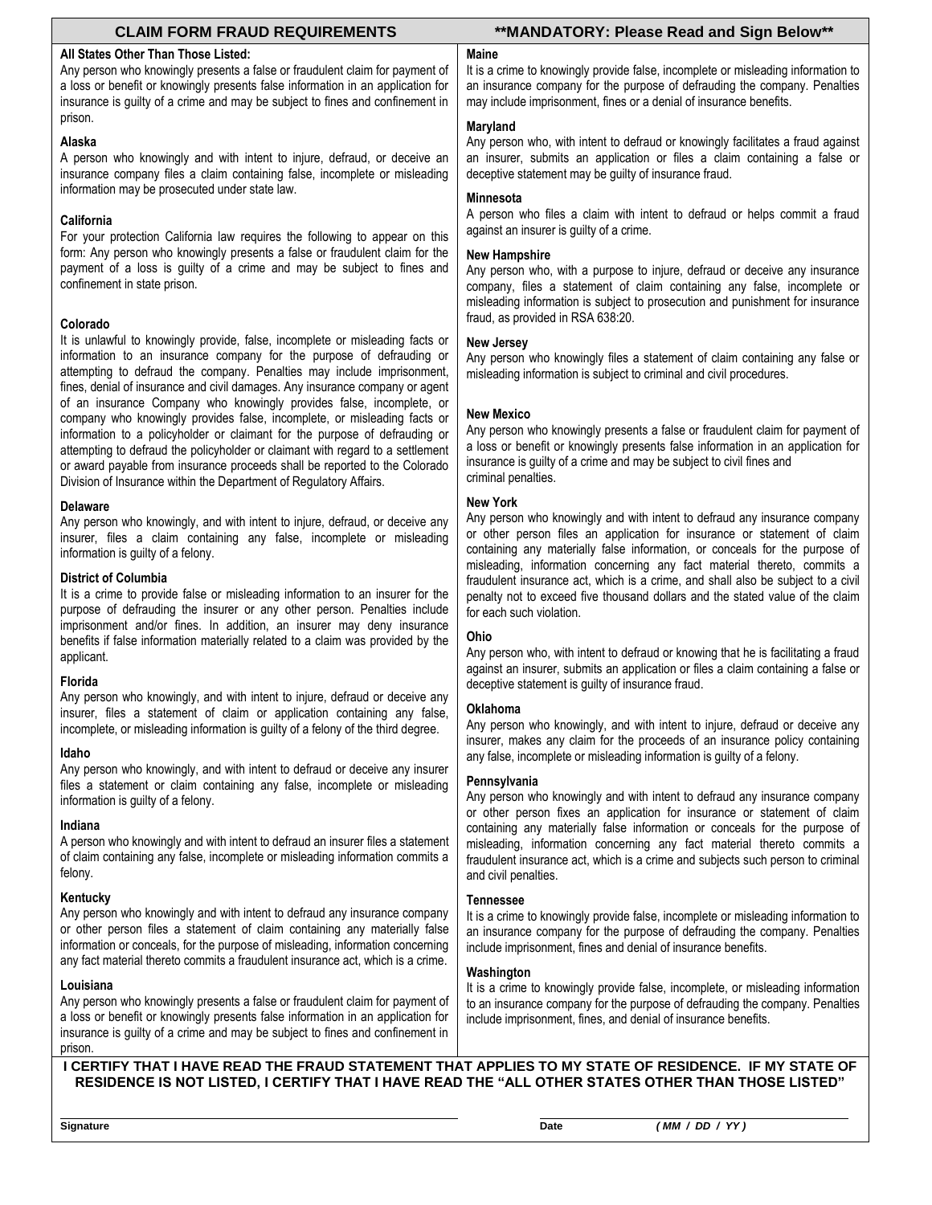## CLAIM FORM FRAUD REQUIREMENTS **MANDATORY: Please Read and Sign Below**

**All States Other Than Those Listed:**
Any person who knowingly presents a false or fraudulent claim for payment of a loss or benefit or knowingly presents false information in an application for insurance is guilty of a crime and may be subject to fines and confinement in prison.

**Alaska**
A person who knowingly and with intent to injure, defraud, or deceive an insurance company files a claim containing false, incomplete or misleading information may be prosecuted under state law.

**California**
For your protection California law requires the following to appear on this form: Any person who knowingly presents a false or fraudulent claim for the payment of a loss is guilty of a crime and may be subject to fines and confinement in state prison.

**Colorado**
It is unlawful to knowingly provide, false, incomplete or misleading facts or information to an insurance company for the purpose of defrauding or attempting to defraud the company. Penalties may include imprisonment, fines, denial of insurance and civil damages. Any insurance company or agent of an insurance Company who knowingly provides false, incomplete, or company who knowingly provides false, incomplete, or misleading facts or information to a policyholder or claimant for the purpose of defrauding or attempting to defraud the policyholder or claimant with regard to a settlement or award payable from insurance proceeds shall be reported to the Colorado Division of Insurance within the Department of Regulatory Affairs.

**Delaware**
Any person who knowingly, and with intent to injure, defraud, or deceive any insurer, files a claim containing any false, incomplete or misleading information is guilty of a felony.

**District of Columbia**
It is a crime to provide false or misleading information to an insurer for the purpose of defrauding the insurer or any other person. Penalties include imprisonment and/or fines. In addition, an insurer may deny insurance benefits if false information materially related to a claim was provided by the applicant.

**Florida**
Any person who knowingly, and with intent to injure, defraud or deceive any insurer, files a statement of claim or application containing any false, incomplete, or misleading information is guilty of a felony of the third degree.

**Idaho**
Any person who knowingly, and with intent to defraud or deceive any insurer files a statement or claim containing any false, incomplete or misleading information is guilty of a felony.

**Indiana**
A person who knowingly and with intent to defraud an insurer files a statement of claim containing any false, incomplete or misleading information commits a felony.

**Kentucky**
Any person who knowingly and with intent to defraud any insurance company or other person files a statement of claim containing any materially false information or conceals, for the purpose of misleading, information concerning any fact material thereto commits a fraudulent insurance act, which is a crime.

**Louisiana**
Any person who knowingly presents a false or fraudulent claim for payment of a loss or benefit or knowingly presents false information in an application for insurance is guilty of a crime and may be subject to fines and confinement in prison.

**Maine**
It is a crime to knowingly provide false, incomplete or misleading information to an insurance company for the purpose of defrauding the company. Penalties may include imprisonment, fines or a denial of insurance benefits.

**Maryland**
Any person who, with intent to defraud or knowingly facilitates a fraud against an insurer, submits an application or files a claim containing a false or deceptive statement may be guilty of insurance fraud.

**Minnesota**
A person who files a claim with intent to defraud or helps commit a fraud against an insurer is guilty of a crime.

**New Hampshire**
Any person who, with a purpose to injure, defraud or deceive any insurance company, files a statement of claim containing any false, incomplete or misleading information is subject to prosecution and punishment for insurance fraud, as provided in RSA 638:20.

**New Jersey**
Any person who knowingly files a statement of claim containing any false or misleading information is subject to criminal and civil procedures.

**New Mexico**
Any person who knowingly presents a false or fraudulent claim for payment of a loss or benefit or knowingly presents false information in an application for insurance is guilty of a crime and may be subject to civil fines and criminal penalties.

**New York**
Any person who knowingly and with intent to defraud any insurance company or other person files an application for insurance or statement of claim containing any materially false information, or conceals for the purpose of misleading, information concerning any fact material thereto, commits a fraudulent insurance act, which is a crime, and shall also be subject to a civil penalty not to exceed five thousand dollars and the stated value of the claim for each such violation.

**Ohio**
Any person who, with intent to defraud or knowing that he is facilitating a fraud against an insurer, submits an application or files a claim containing a false or deceptive statement is guilty of insurance fraud.

**Oklahoma**
Any person who knowingly, and with intent to injure, defraud or deceive any insurer, makes any claim for the proceeds of an insurance policy containing any false, incomplete or misleading information is guilty of a felony.

**Pennsylvania**
Any person who knowingly and with intent to defraud any insurance company or other person fixes an application for insurance or statement of claim containing any materially false information or conceals for the purpose of misleading, information concerning any fact material thereto commits a fraudulent insurance act, which is a crime and subjects such person to criminal and civil penalties.

**Tennessee**
It is a crime to knowingly provide false, incomplete or misleading information to an insurance company for the purpose of defrauding the company. Penalties include imprisonment, fines and denial of insurance benefits.

**Washington**
It is a crime to knowingly provide false, incomplete, or misleading information to an insurance company for the purpose of defrauding the company. Penalties include imprisonment, fines, and denial of insurance benefits.

**I CERTIFY THAT I HAVE READ THE FRAUD STATEMENT THAT APPLIES TO MY STATE OF RESIDENCE. IF MY STATE OF RESIDENCE IS NOT LISTED, I CERTIFY THAT I HAVE READ THE "ALL OTHER STATES OTHER THAN THOSE LISTED"**

**Signature** ______________________________ **Date** ____________ *( MM / DD / YY )*